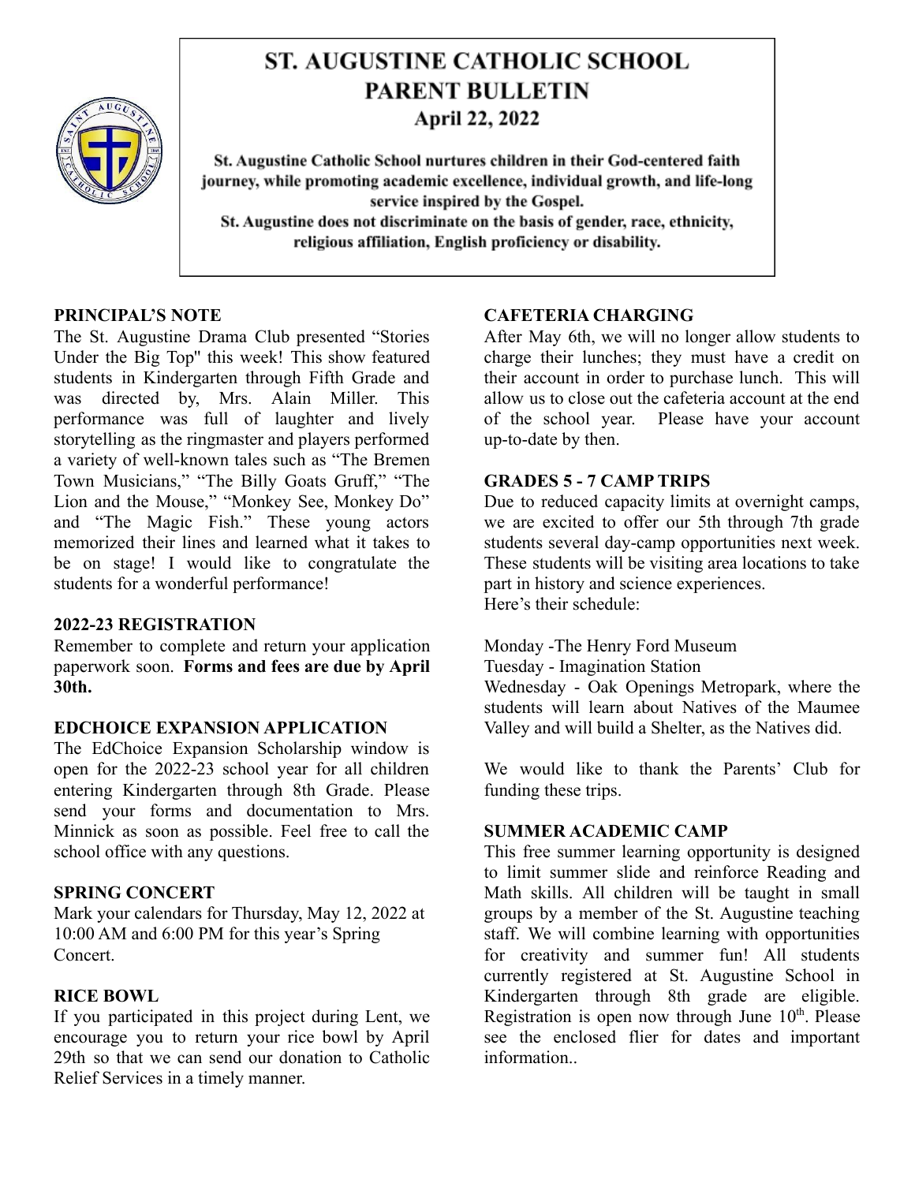# ST. AUGUSTINE CATHOLIC SCHOOL PARENT BULLETIN

## April 22, 2022

**St. Augustine Catholic School nurtures children in their God-centered faith journey, while promoting academic excellence, individual growth, and life-long service inspired by the Gospel.**

**St. Augustine does not discriminate on the basis of gender, race, ethnicity, religious affiliation, English proficiency or disability.**

### PRINCIPAL'S NOTE

The St. Augustine Drama Club presented "Stories Under the Big Top" this week! This show featured students in Kindergarten through Fifth Grade and was directed by, Mrs. Alain Miller. This performance was full of laughter and lively storytelling as the ringmaster and players performed a variety of well-known tales such as "The Bremen Town Musicians," "The Billy Goats Gruff," "The Lion and the Mouse," "Monkey See, Monkey Do" and "The Magic Fish." These young actors memorized their lines and learned what it takes to be on stage! I would like to congratulate the students for a wonderful performance!

### 2022-23 REGISTRATION

Remember to complete and return your application paperwork soon. **Forms and fees are due by April 30th.**

### EDCHOICE EXPANSION APPLICATION

The EdChoice Expansion Scholarship window is open for the 2022-23 school year for all children entering Kindergarten through 8th Grade. Please send your forms and documentation to Mrs. Minnick as soon as possible. Feel free to call the school office with any questions.

### SPRING CONCERT

Mark your calendars for Thursday, May 12, 2022 at 10:00 AM and 6:00 PM for this year's Spring Concert.

### RICE BOWL

If you participated in this project during Lent, we encourage you to return your rice bowl by April 29th so that we can send our donation to Catholic Relief Services in a timely manner.

### CAFETERIA CHARGING

After May 6th, we will no longer allow students to charge their lunches; they must have a credit on their account in order to purchase lunch. This will allow us to close out the cafeteria account at the end of the school year. Please have your account up-to-date by then.

### GRADES 5 - 7 CAMP TRIPS

Due to reduced capacity limits at overnight camps, we are excited to offer our 5th through 7th grade students several day-camp opportunities next week. These students will be visiting area locations to take part in history and science experiences.
Here's their schedule:

Monday -The Henry Ford Museum
Tuesday - Imagination Station
Wednesday - Oak Openings Metropark, where the students will learn about Natives of the Maumee Valley and will build a Shelter, as the Natives did.

We would like to thank the Parents' Club for funding these trips.

### SUMMER ACADEMIC CAMP

This free summer learning opportunity is designed to limit summer slide and reinforce Reading and Math skills. All children will be taught in small groups by a member of the St. Augustine teaching staff. We will combine learning with opportunities for creativity and summer fun! All students currently registered at St. Augustine School in Kindergarten through 8th grade are eligible. Registration is open now through June 10th. Please see the enclosed flier for dates and important information..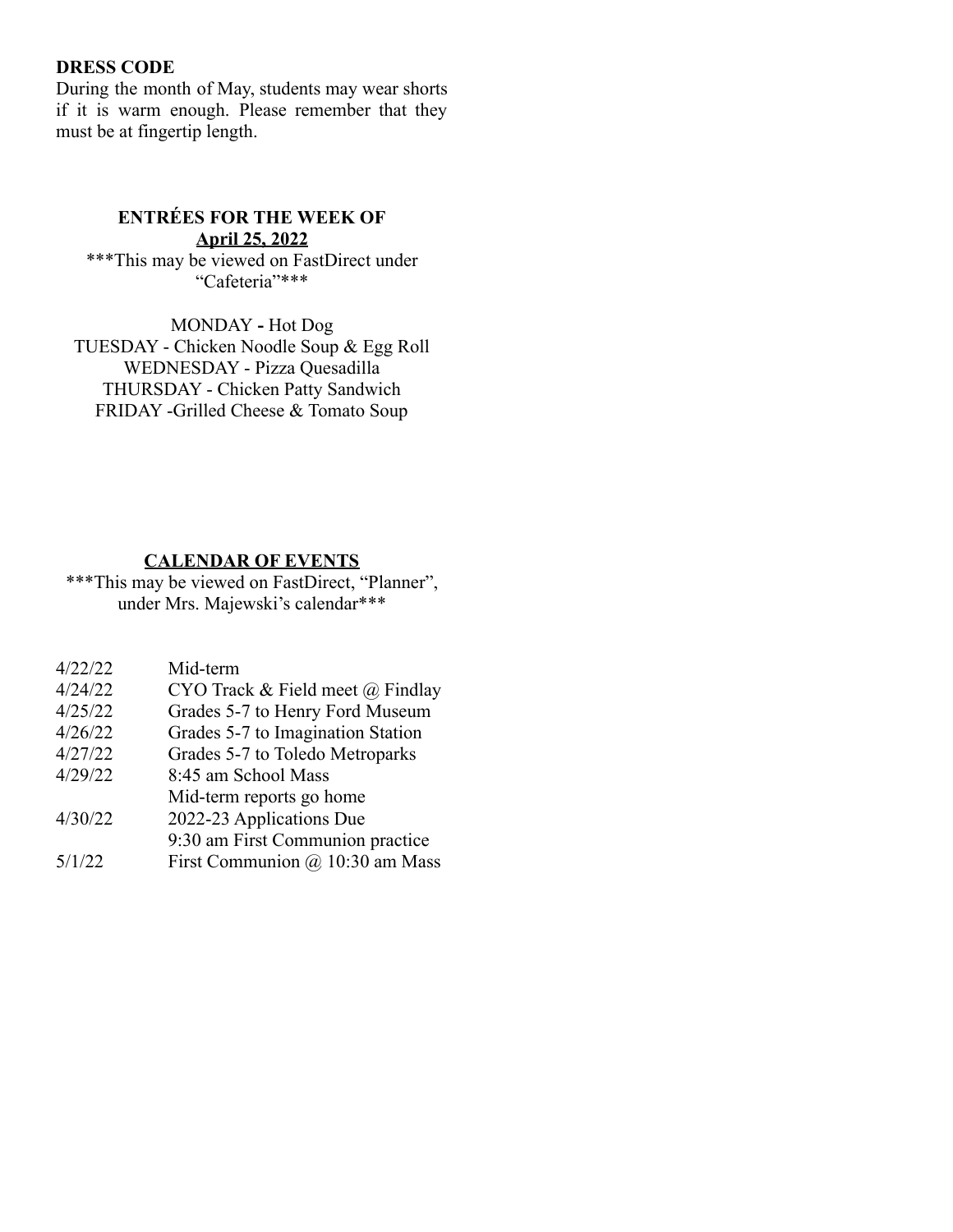**DRESS CODE**

During the month of May, students may wear shorts if it is warm enough. Please remember that they must be at fingertip length.

**ENTRÉES FOR THE WEEK OF**
**April 25, 2022**

***This may be viewed on FastDirect under "Cafeteria"***

MONDAY - Hot Dog
TUESDAY - Chicken Noodle Soup & Egg Roll
WEDNESDAY - Pizza Quesadilla
THURSDAY - Chicken Patty Sandwich
FRIDAY -Grilled Cheese & Tomato Soup

**CALENDAR OF EVENTS**

***This may be viewed on FastDirect, "Planner", under Mrs. Majewski's calendar***

| | |
|---|---|
| 4/22/22 | Mid-term |
| 4/24/22 | CYO Track & Field meet @ Findlay |
| 4/25/22 | Grades 5-7 to Henry Ford Museum |
| 4/26/22 | Grades 5-7 to Imagination Station |
| 4/27/22 | Grades 5-7 to Toledo Metroparks |
| 4/29/22 | 8:45 am School Mass |
| | Mid-term reports go home |
| 4/30/22 | 2022-23 Applications Due |
| | 9:30 am First Communion practice |
| 5/1/22 | First Communion @ 10:30 am Mass |